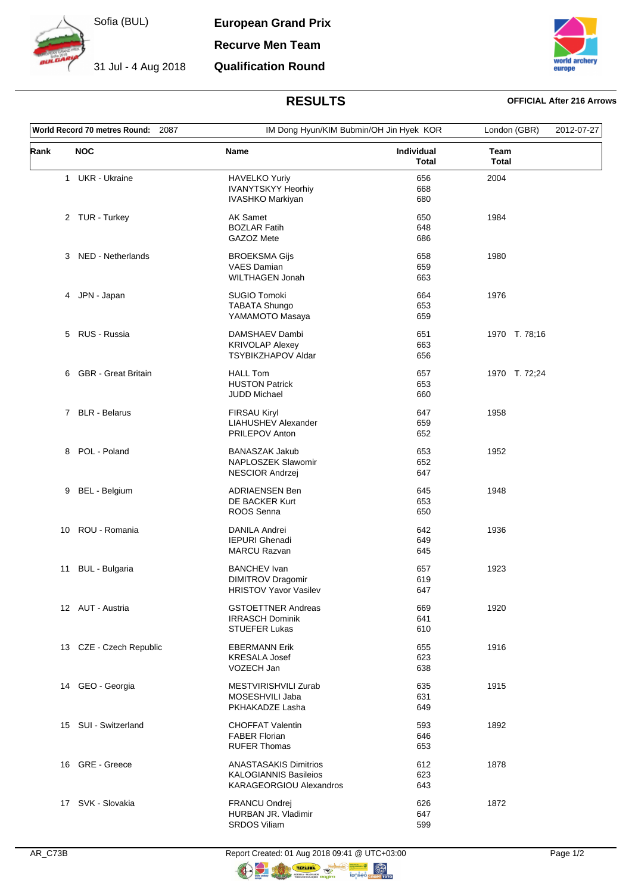Sofia (BUL)

31 Jul - 4 Aug 2018

**European Grand Prix**

**Recurve Men Team**

**Qualification Round**

## RESULTS

**OFFICIAL After 216 Arrows**

| **World Record 70 metres Round:** 2087 | IM Dong Hyun/KIM Bubmin/OH Jin Hyek KOR | London (GBR) | 2012-07-27 |
|---|---|---|---|

| Rank | NOC | Name | Individual Total | Team Total |
|---|---|---|---|---|
| 1 | UKR - Ukraine | HAVELKO Yuriy<br>IVANYTSKYY Heorhiy<br>IVASHKO Markiyan | 656<br>668<br>680 | 2004 |
| 2 | TUR - Turkey | AK Samet<br>BOZLAR Fatih<br>GAZOZ Mete | 650<br>648<br>686 | 1984 |
| 3 | NED - Netherlands | BROEKSMA Gijs<br>VAES Damian<br>WILTHAGEN Jonah | 658<br>659<br>663 | 1980 |
| 4 | JPN - Japan | SUGIO Tomoki<br>TABATA Shungo<br>YAMAMOTO Masaya | 664<br>653<br>659 | 1976 |
| 5 | RUS - Russia | DAMSHAEV Dambi<br>KRIVOLAP Alexey<br>TSYBIKZHAPOV Aldar | 651<br>663<br>656 | 1970 T. 78;16 |
| 6 | GBR - Great Britain | HALL Tom<br>HUSTON Patrick<br>JUDD Michael | 657<br>653<br>660 | 1970 T. 72;24 |
| 7 | BLR - Belarus | FIRSAU Kiryl<br>LIAHUSHEV Alexander<br>PRILEPOV Anton | 647<br>659<br>652 | 1958 |
| 8 | POL - Poland | BANASZAK Jakub<br>NAPLOSZEK Slawomir<br>NESCIOR Andrzej | 653<br>652<br>647 | 1952 |
| 9 | BEL - Belgium | ADRIAENSEN Ben<br>DE BACKER Kurt<br>ROOS Senna | 645<br>653<br>650 | 1948 |
| 10 | ROU - Romania | DANILA Andrei<br>IEPURI Ghenadi<br>MARCU Razvan | 642<br>649<br>645 | 1936 |
| 11 | BUL - Bulgaria | BANCHEV Ivan<br>DIMITROV Dragomir<br>HRISTOV Yavor Vasilev | 657<br>619<br>647 | 1923 |
| 12 | AUT - Austria | GSTOETTNER Andreas<br>IRRASCH Dominik<br>STUEFER Lukas | 669<br>641<br>610 | 1920 |
| 13 | CZE - Czech Republic | EBERMANN Erik<br>KRESALA Josef<br>VOZECH Jan | 655<br>623<br>638 | 1916 |
| 14 | GEO - Georgia | MESTVIRISHVILI Zurab<br>MOSESHVILI Jaba<br>PKHAKADZE Lasha | 635<br>631<br>649 | 1915 |
| 15 | SUI - Switzerland | CHOFFAT Valentin<br>FABER Florian<br>RUFER Thomas | 593<br>646<br>653 | 1892 |
| 16 | GRE - Greece | ANASTASAKIS Dimitrios<br>KALOGIANNIS Basileios<br>KARAGEORGIOU Alexandros | 612<br>623<br>643 | 1878 |
| 17 | SVK - Slovakia | FRANCU Ondrej<br>HURBAN JR. Vladimir<br>SRDOS Viliam | 626<br>647<br>599 | 1872 |

AR_C73B Report Created: 01 Aug 2018 09:41 @ UTC+03:00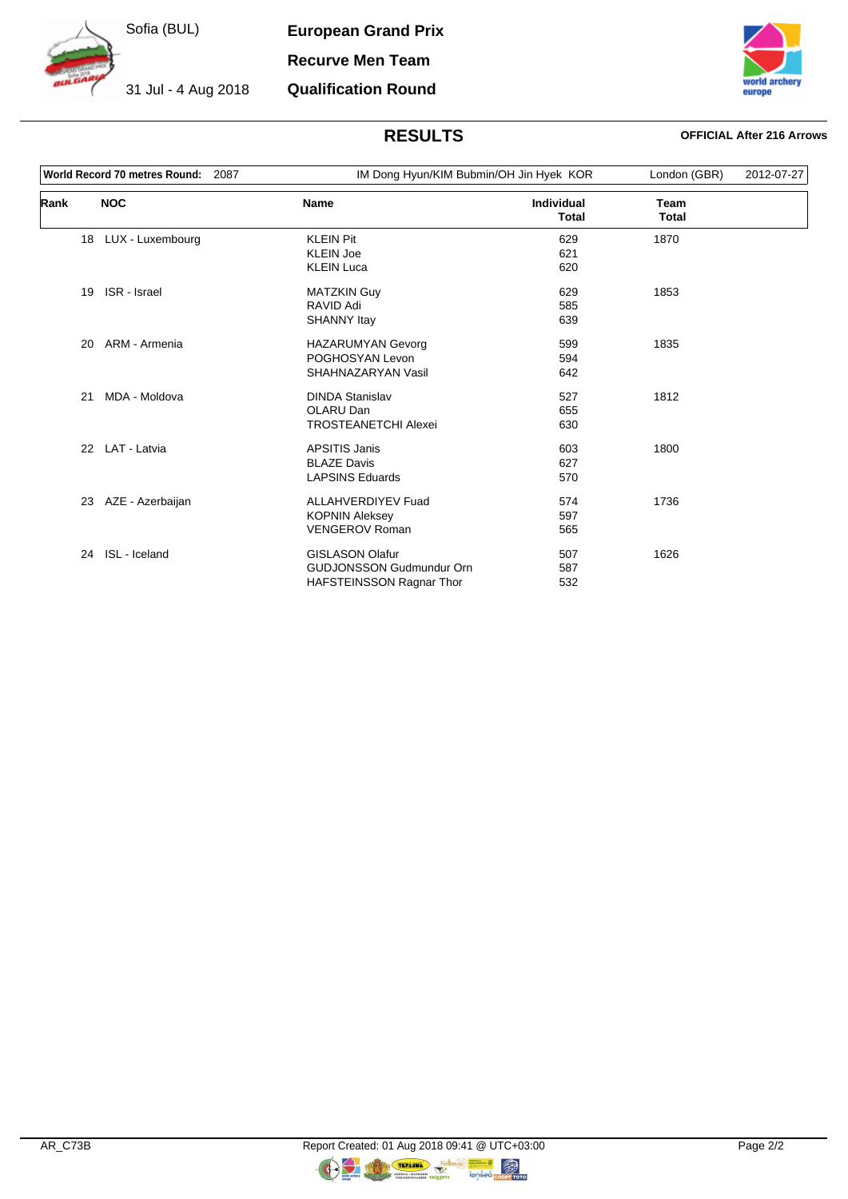Sofia (BUL)

31 Jul - 4 Aug 2018

**European Grand Prix**

**Recurve Men Team**

**Qualification Round**

## RESULTS

**OFFICIAL After 216 Arrows**

| **World Record 70 metres Round:** 2087 | IM Dong Hyun/KIM Bubmin/OH Jin Hyek KOR | London (GBR) | 2012-07-27 |
|---|---|---|---|

| Rank | NOC | Name | Individual Total | Team Total |
|---|---|---|---|---|
| 18 | LUX - Luxembourg | KLEIN Pit | 629 | 1870 |
| | | KLEIN Joe | 621 | |
| | | KLEIN Luca | 620 | |
| 19 | ISR - Israel | MATZKIN Guy | 629 | 1853 |
| | | RAVID Adi | 585 | |
| | | SHANNY Itay | 639 | |
| 20 | ARM - Armenia | HAZARUMYAN Gevorg | 599 | 1835 |
| | | POGHOSYAN Levon | 594 | |
| | | SHAHNAZARYAN Vasil | 642 | |
| 21 | MDA - Moldova | DINDA Stanislav | 527 | 1812 |
| | | OLARU Dan | 655 | |
| | | TROSTEANETCHI Alexei | 630 | |
| 22 | LAT - Latvia | APSITIS Janis | 603 | 1800 |
| | | BLAZE Davis | 627 | |
| | | LAPSINS Eduards | 570 | |
| 23 | AZE - Azerbaijan | ALLAHVERDIYEV Fuad | 574 | 1736 |
| | | KOPNIN Aleksey | 597 | |
| | | VENGEROV Roman | 565 | |
| 24 | ISL - Iceland | GISLASON Olafur | 507 | 1626 |
| | | GUDJONSSON Gudmundur Orn | 587 | |
| | | HAFSTEINSSON Ragnar Thor | 532 | |

AR_C73B

Report Created: 01 Aug 2018 09:41 @ UTC+03:00